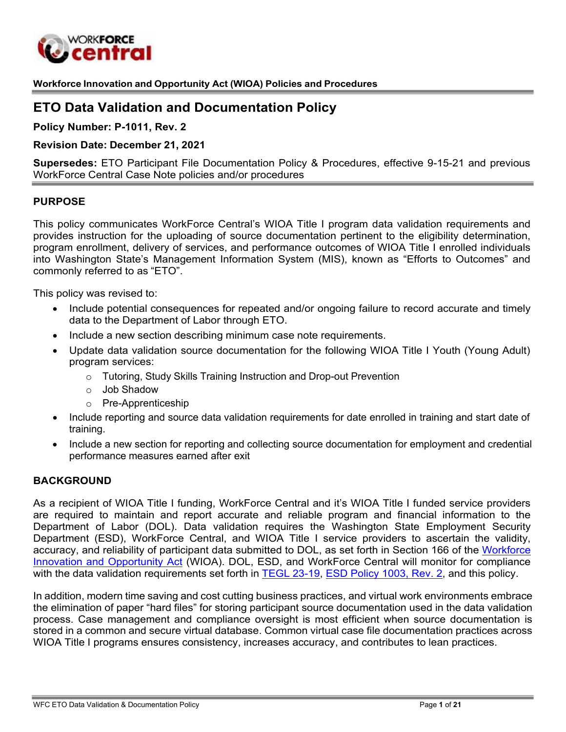**Workforce Innovation and Opportunity Act (WIOA) Policies and Procedures**

# ETO Data Validation and Documentation Policy

**Policy Number: P-1011, Rev. 2**

**Revision Date: December 21, 2021**

**Supersedes:** ETO Participant File Documentation Policy & Procedures, effective 9-15-21 and previous WorkForce Central Case Note policies and/or procedures

## PURPOSE

This policy communicates WorkForce Central's WIOA Title I program data validation requirements and provides instruction for the uploading of source documentation pertinent to the eligibility determination, program enrollment, delivery of services, and performance outcomes of WIOA Title I enrolled individuals into Washington State's Management Information System (MIS), known as "Efforts to Outcomes" and commonly referred to as "ETO".

This policy was revised to:

- Include potential consequences for repeated and/or ongoing failure to record accurate and timely data to the Department of Labor through ETO.
- Include a new section describing minimum case note requirements.
- Update data validation source documentation for the following WIOA Title I Youth (Young Adult) program services:
    - Tutoring, Study Skills Training Instruction and Drop-out Prevention
    - Job Shadow
    - Pre-Apprenticeship
- Include reporting and source data validation requirements for date enrolled in training and start date of training.
- Include a new section for reporting and collecting source documentation for employment and credential performance measures earned after exit

## BACKGROUND

As a recipient of WIOA Title I funding, WorkForce Central and it's WIOA Title I funded service providers are required to maintain and report accurate and reliable program and financial information to the Department of Labor (DOL). Data validation requires the Washington State Employment Security Department (ESD), WorkForce Central, and WIOA Title I service providers to ascertain the validity, accuracy, and reliability of participant data submitted to DOL, as set forth in Section 166 of the Workforce Innovation and Opportunity Act (WIOA). DOL, ESD, and WorkForce Central will monitor for compliance with the data validation requirements set forth in TEGL 23-19, ESD Policy 1003, Rev. 2, and this policy.

In addition, modern time saving and cost cutting business practices, and virtual work environments embrace the elimination of paper "hard files" for storing participant source documentation used in the data validation process. Case management and compliance oversight is most efficient when source documentation is stored in a common and secure virtual database. Common virtual case file documentation practices across WIOA Title I programs ensures consistency, increases accuracy, and contributes to lean practices.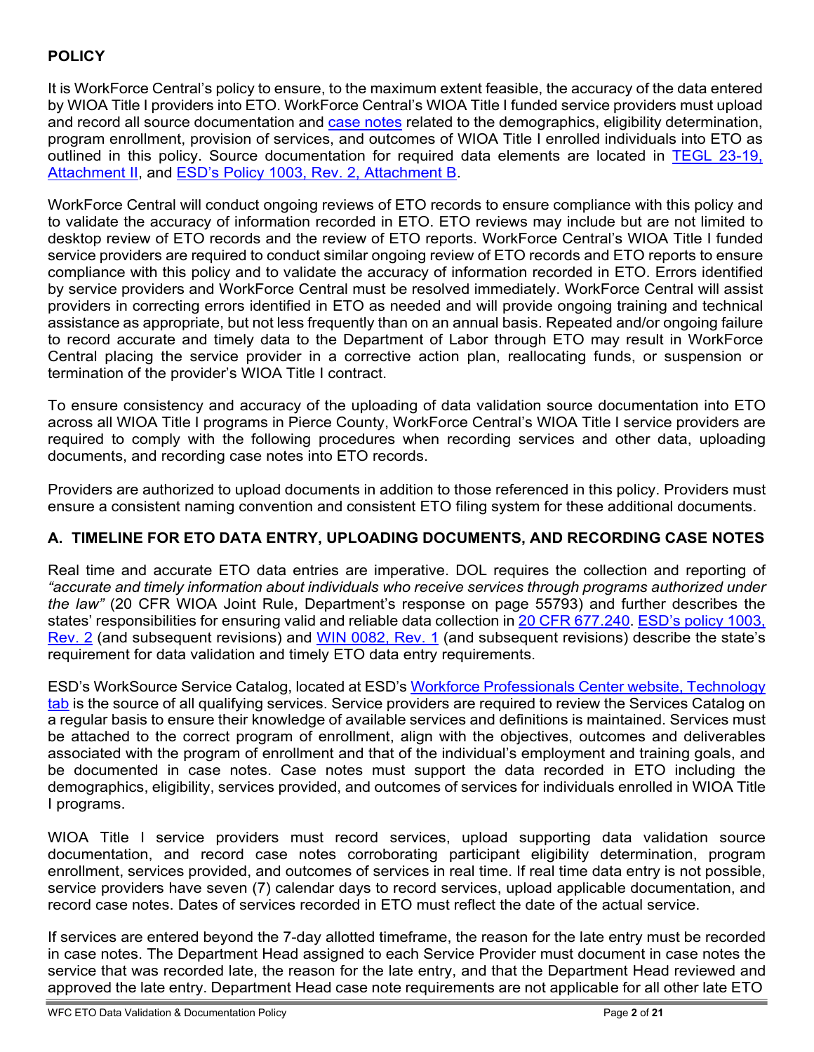## POLICY

It is WorkForce Central's policy to ensure, to the maximum extent feasible, the accuracy of the data entered by WIOA Title I providers into ETO. WorkForce Central's WIOA Title I funded service providers must upload and record all source documentation and case notes related to the demographics, eligibility determination, program enrollment, provision of services, and outcomes of WIOA Title I enrolled individuals into ETO as outlined in this policy. Source documentation for required data elements are located in TEGL 23-19, Attachment II, and ESD's Policy 1003, Rev. 2, Attachment B.

WorkForce Central will conduct ongoing reviews of ETO records to ensure compliance with this policy and to validate the accuracy of information recorded in ETO. ETO reviews may include but are not limited to desktop review of ETO records and the review of ETO reports. WorkForce Central's WIOA Title I funded service providers are required to conduct similar ongoing review of ETO records and ETO reports to ensure compliance with this policy and to validate the accuracy of information recorded in ETO. Errors identified by service providers and WorkForce Central must be resolved immediately. WorkForce Central will assist providers in correcting errors identified in ETO as needed and will provide ongoing training and technical assistance as appropriate, but not less frequently than on an annual basis. Repeated and/or ongoing failure to record accurate and timely data to the Department of Labor through ETO may result in WorkForce Central placing the service provider in a corrective action plan, reallocating funds, or suspension or termination of the provider's WIOA Title I contract.

To ensure consistency and accuracy of the uploading of data validation source documentation into ETO across all WIOA Title I programs in Pierce County, WorkForce Central's WIOA Title I service providers are required to comply with the following procedures when recording services and other data, uploading documents, and recording case notes into ETO records.

Providers are authorized to upload documents in addition to those referenced in this policy. Providers must ensure a consistent naming convention and consistent ETO filing system for these additional documents.

### A. TIMELINE FOR ETO DATA ENTRY, UPLOADING DOCUMENTS, AND RECORDING CASE NOTES

Real time and accurate ETO data entries are imperative. DOL requires the collection and reporting of *"accurate and timely information about individuals who receive services through programs authorized under the law"* (20 CFR WIOA Joint Rule, Department's response on page 55793) and further describes the states' responsibilities for ensuring valid and reliable data collection in 20 CFR 677.240. ESD's policy 1003, Rev. 2 (and subsequent revisions) and WIN 0082, Rev. 1 (and subsequent revisions) describe the state's requirement for data validation and timely ETO data entry requirements.

ESD's WorkSource Service Catalog, located at ESD's Workforce Professionals Center website, Technology tab is the source of all qualifying services. Service providers are required to review the Services Catalog on a regular basis to ensure their knowledge of available services and definitions is maintained. Services must be attached to the correct program of enrollment, align with the objectives, outcomes and deliverables associated with the program of enrollment and that of the individual's employment and training goals, and be documented in case notes. Case notes must support the data recorded in ETO including the demographics, eligibility, services provided, and outcomes of services for individuals enrolled in WIOA Title I programs.

WIOA Title I service providers must record services, upload supporting data validation source documentation, and record case notes corroborating participant eligibility determination, program enrollment, services provided, and outcomes of services in real time. If real time data entry is not possible, service providers have seven (7) calendar days to record services, upload applicable documentation, and record case notes. Dates of services recorded in ETO must reflect the date of the actual service.

If services are entered beyond the 7-day allotted timeframe, the reason for the late entry must be recorded in case notes. The Department Head assigned to each Service Provider must document in case notes the service that was recorded late, the reason for the late entry, and that the Department Head reviewed and approved the late entry. Department Head case note requirements are not applicable for all other late ETO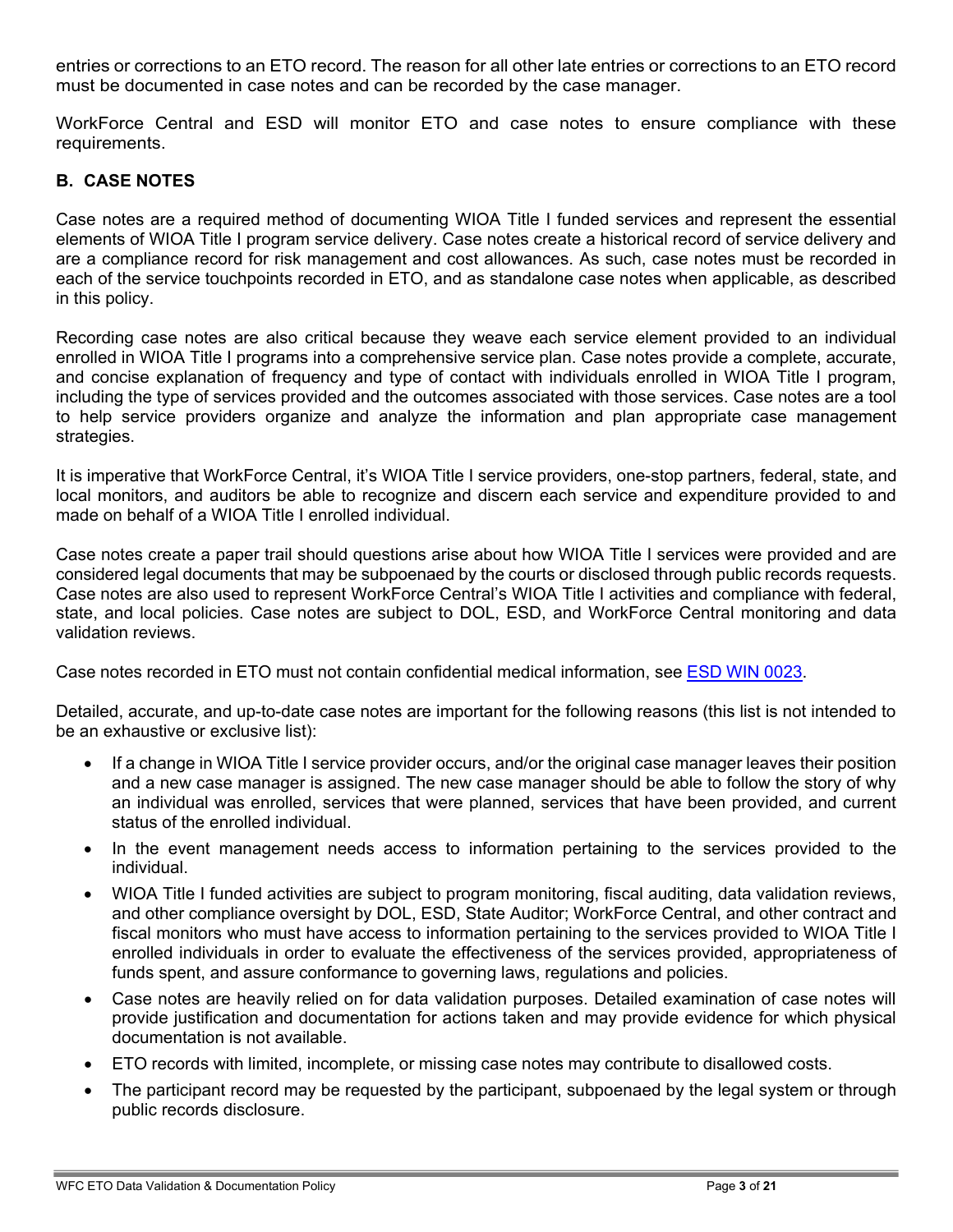entries or corrections to an ETO record. The reason for all other late entries or corrections to an ETO record must be documented in case notes and can be recorded by the case manager.

WorkForce Central and ESD will monitor ETO and case notes to ensure compliance with these requirements.

### B. CASE NOTES

Case notes are a required method of documenting WIOA Title I funded services and represent the essential elements of WIOA Title I program service delivery. Case notes create a historical record of service delivery and are a compliance record for risk management and cost allowances. As such, case notes must be recorded in each of the service touchpoints recorded in ETO, and as standalone case notes when applicable, as described in this policy.

Recording case notes are also critical because they weave each service element provided to an individual enrolled in WIOA Title I programs into a comprehensive service plan. Case notes provide a complete, accurate, and concise explanation of frequency and type of contact with individuals enrolled in WIOA Title I program, including the type of services provided and the outcomes associated with those services. Case notes are a tool to help service providers organize and analyze the information and plan appropriate case management strategies.

It is imperative that WorkForce Central, it's WIOA Title I service providers, one-stop partners, federal, state, and local monitors, and auditors be able to recognize and discern each service and expenditure provided to and made on behalf of a WIOA Title I enrolled individual.

Case notes create a paper trail should questions arise about how WIOA Title I services were provided and are considered legal documents that may be subpoenaed by the courts or disclosed through public records requests. Case notes are also used to represent WorkForce Central's WIOA Title I activities and compliance with federal, state, and local policies. Case notes are subject to DOL, ESD, and WorkForce Central monitoring and data validation reviews.

Case notes recorded in ETO must not contain confidential medical information, see ESD WIN 0023.

Detailed, accurate, and up-to-date case notes are important for the following reasons (this list is not intended to be an exhaustive or exclusive list):

- If a change in WIOA Title I service provider occurs, and/or the original case manager leaves their position and a new case manager is assigned. The new case manager should be able to follow the story of why an individual was enrolled, services that were planned, services that have been provided, and current status of the enrolled individual.
- In the event management needs access to information pertaining to the services provided to the individual.
- WIOA Title I funded activities are subject to program monitoring, fiscal auditing, data validation reviews, and other compliance oversight by DOL, ESD, State Auditor; WorkForce Central, and other contract and fiscal monitors who must have access to information pertaining to the services provided to WIOA Title I enrolled individuals in order to evaluate the effectiveness of the services provided, appropriateness of funds spent, and assure conformance to governing laws, regulations and policies.
- Case notes are heavily relied on for data validation purposes. Detailed examination of case notes will provide justification and documentation for actions taken and may provide evidence for which physical documentation is not available.
- ETO records with limited, incomplete, or missing case notes may contribute to disallowed costs.
- The participant record may be requested by the participant, subpoenaed by the legal system or through public records disclosure.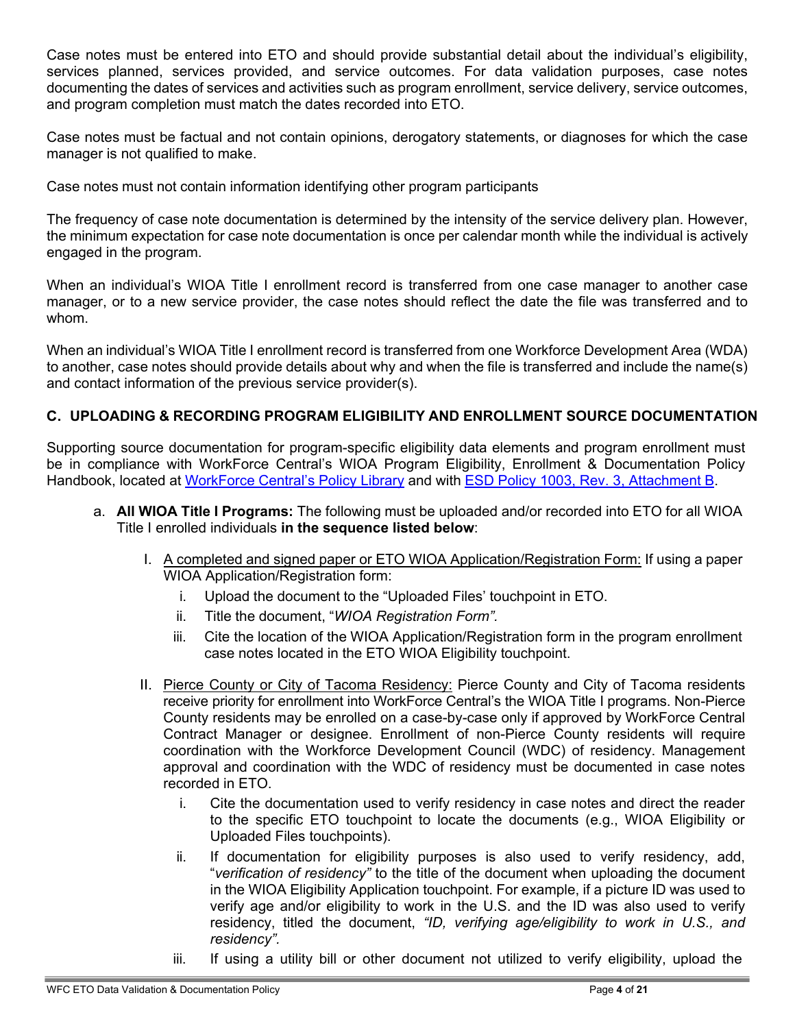Case notes must be entered into ETO and should provide substantial detail about the individual's eligibility, services planned, services provided, and service outcomes. For data validation purposes, case notes documenting the dates of services and activities such as program enrollment, service delivery, service outcomes, and program completion must match the dates recorded into ETO.

Case notes must be factual and not contain opinions, derogatory statements, or diagnoses for which the case manager is not qualified to make.

Case notes must not contain information identifying other program participants

The frequency of case note documentation is determined by the intensity of the service delivery plan. However, the minimum expectation for case note documentation is once per calendar month while the individual is actively engaged in the program.

When an individual's WIOA Title I enrollment record is transferred from one case manager to another case manager, or to a new service provider, the case notes should reflect the date the file was transferred and to whom.

When an individual's WIOA Title I enrollment record is transferred from one Workforce Development Area (WDA) to another, case notes should provide details about why and when the file is transferred and include the name(s) and contact information of the previous service provider(s).

### C. UPLOADING & RECORDING PROGRAM ELIGIBILITY AND ENROLLMENT SOURCE DOCUMENTATION

Supporting source documentation for program-specific eligibility data elements and program enrollment must be in compliance with WorkForce Central's WIOA Program Eligibility, Enrollment & Documentation Policy Handbook, located at [WorkForce Central's Policy Library]() and with [ESD Policy 1003, Rev. 3, Attachment B]().

a. **All WIOA Title I Programs:** The following must be uploaded and/or recorded into ETO for all WIOA Title I enrolled individuals **in the sequence listed below**:

   I. A completed and signed paper or ETO WIOA Application/Registration Form: If using a paper WIOA Application/Registration form:
      i. Upload the document to the "Uploaded Files' touchpoint in ETO.
      ii. Title the document, "*WIOA Registration Form".*
      iii. Cite the location of the WIOA Application/Registration form in the program enrollment case notes located in the ETO WIOA Eligibility touchpoint.

   II. Pierce County or City of Tacoma Residency: Pierce County and City of Tacoma residents receive priority for enrollment into WorkForce Central's the WIOA Title I programs. Non-Pierce County residents may be enrolled on a case-by-case only if approved by WorkForce Central Contract Manager or designee. Enrollment of non-Pierce County residents will require coordination with the Workforce Development Council (WDC) of residency. Management approval and coordination with the WDC of residency must be documented in case notes recorded in ETO.
      i. Cite the documentation used to verify residency in case notes and direct the reader to the specific ETO touchpoint to locate the documents (e.g., WIOA Eligibility or Uploaded Files touchpoints).
      ii. If documentation for eligibility purposes is also used to verify residency, add, "*verification of residency"* to the title of the document when uploading the document in the WIOA Eligibility Application touchpoint. For example, if a picture ID was used to verify age and/or eligibility to work in the U.S. and the ID was also used to verify residency, titled the document, *"ID, verifying age/eligibility to work in U.S., and residency".*
      iii. If using a utility bill or other document not utilized to verify eligibility, upload the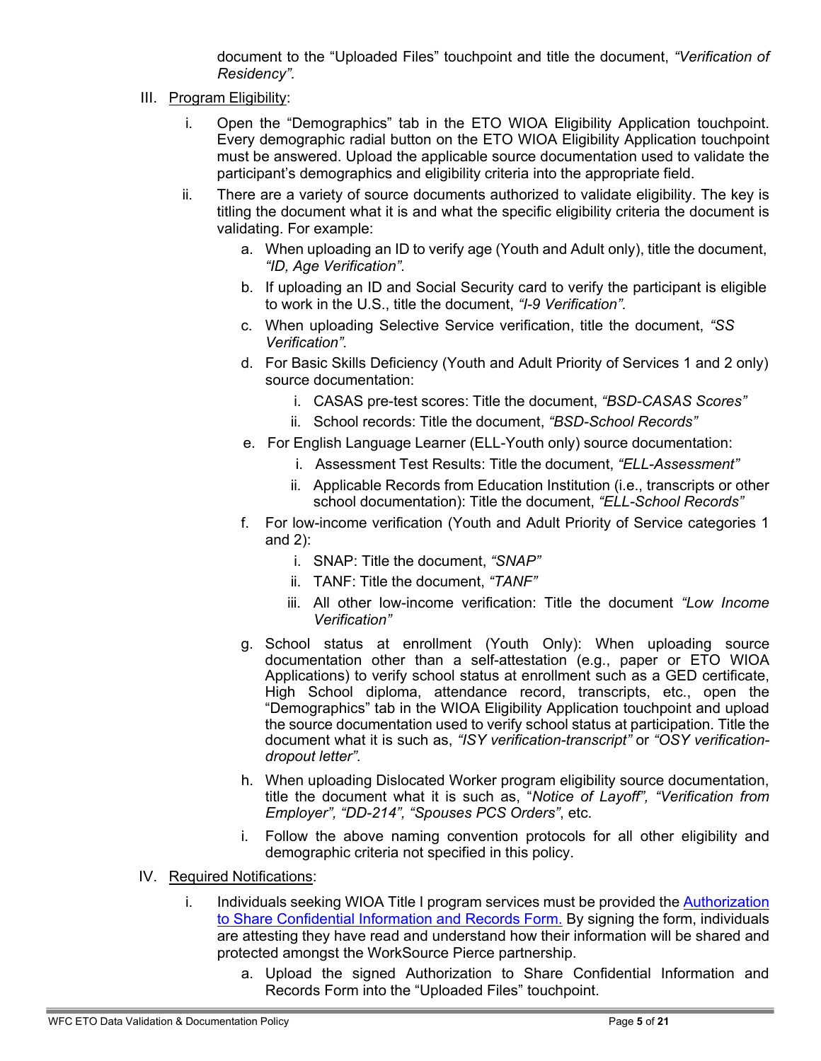document to the "Uploaded Files" touchpoint and title the document, *"Verification of Residency".*

III. Program Eligibility:

   i. Open the "Demographics" tab in the ETO WIOA Eligibility Application touchpoint. Every demographic radial button on the ETO WIOA Eligibility Application touchpoint must be answered. Upload the applicable source documentation used to validate the participant's demographics and eligibility criteria into the appropriate field.

   ii. There are a variety of source documents authorized to validate eligibility. The key is titling the document what it is and what the specific eligibility criteria the document is validating. For example:

      a. When uploading an ID to verify age (Youth and Adult only), title the document, *"ID, Age Verification".*

      b. If uploading an ID and Social Security card to verify the participant is eligible to work in the U.S., title the document, *"I-9 Verification".*

      c. When uploading Selective Service verification, title the document, *"SS Verification".*

      d. For Basic Skills Deficiency (Youth and Adult Priority of Services 1 and 2 only) source documentation:

         i. CASAS pre-test scores: Title the document, *"BSD-CASAS Scores"*

         ii. School records: Title the document, *"BSD-School Records"*

      e. For English Language Learner (ELL-Youth only) source documentation:

         i. Assessment Test Results: Title the document, *"ELL-Assessment"*

         ii. Applicable Records from Education Institution (i.e., transcripts or other school documentation): Title the document, *"ELL-School Records"*

      f. For low-income verification (Youth and Adult Priority of Service categories 1 and 2):

         i. SNAP: Title the document, *"SNAP"*

         ii. TANF: Title the document, *"TANF"*

         iii. All other low-income verification: Title the document *"Low Income Verification"*

      g. School status at enrollment (Youth Only): When uploading source documentation other than a self-attestation (e.g., paper or ETO WIOA Applications) to verify school status at enrollment such as a GED certificate, High School diploma, attendance record, transcripts, etc., open the "Demographics" tab in the WIOA Eligibility Application touchpoint and upload the source documentation used to verify school status at participation. Title the document what it is such as, *"ISY verification-transcript"* or *"OSY verification-dropout letter".*

      h. When uploading Dislocated Worker program eligibility source documentation, title the document what it is such as, "*Notice of Layoff", "Verification from Employer", "DD-214", "Spouses PCS Orders"*, etc.

      i. Follow the above naming convention protocols for all other eligibility and demographic criteria not specified in this policy.

IV. Required Notifications:

   i. Individuals seeking WIOA Title I program services must be provided the Authorization to Share Confidential Information and Records Form. By signing the form, individuals are attesting they have read and understand how their information will be shared and protected amongst the WorkSource Pierce partnership.

      a. Upload the signed Authorization to Share Confidential Information and Records Form into the "Uploaded Files" touchpoint.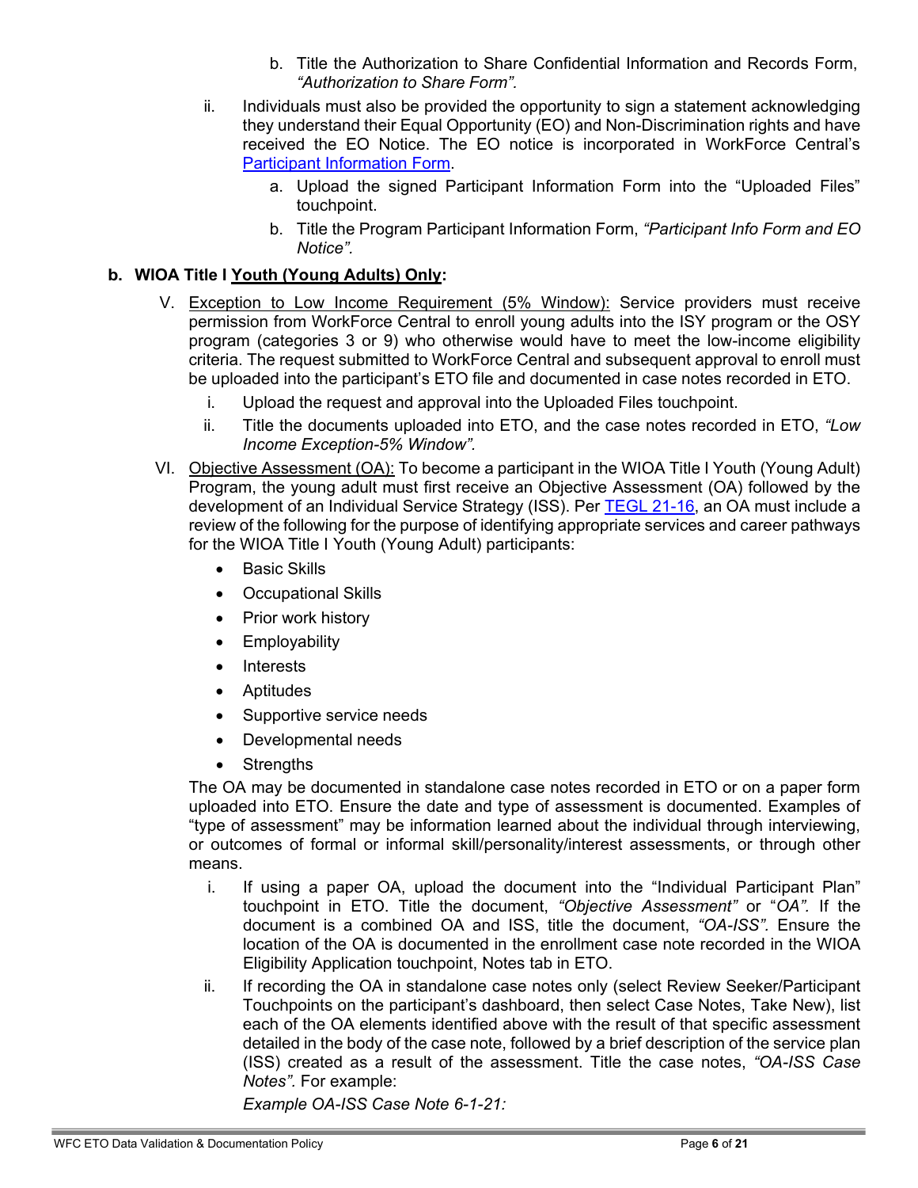b. Title the Authorization to Share Confidential Information and Records Form, *"Authorization to Share Form"*.

ii. Individuals must also be provided the opportunity to sign a statement acknowledging they understand their Equal Opportunity (EO) and Non-Discrimination rights and have received the EO Notice. The EO notice is incorporated in WorkForce Central's Participant Information Form.

  a. Upload the signed Participant Information Form into the "Uploaded Files" touchpoint.

  b. Title the Program Participant Information Form, *"Participant Info Form and EO Notice".*

**b. WIOA Title I Youth (Young Adults) Only:**

V. Exception to Low Income Requirement (5% Window): Service providers must receive permission from WorkForce Central to enroll young adults into the ISY program or the OSY program (categories 3 or 9) who otherwise would have to meet the low-income eligibility criteria. The request submitted to WorkForce Central and subsequent approval to enroll must be uploaded into the participant's ETO file and documented in case notes recorded in ETO.

  i. Upload the request and approval into the Uploaded Files touchpoint.

  ii. Title the documents uploaded into ETO, and the case notes recorded in ETO, *"Low Income Exception-5% Window".*

VI. Objective Assessment (OA): To become a participant in the WIOA Title I Youth (Young Adult) Program, the young adult must first receive an Objective Assessment (OA) followed by the development of an Individual Service Strategy (ISS). Per TEGL 21-16, an OA must include a review of the following for the purpose of identifying appropriate services and career pathways for the WIOA Title I Youth (Young Adult) participants:

- Basic Skills
- Occupational Skills
- Prior work history
- Employability
- Interests
- Aptitudes
- Supportive service needs
- Developmental needs
- Strengths

The OA may be documented in standalone case notes recorded in ETO or on a paper form uploaded into ETO. Ensure the date and type of assessment is documented. Examples of "type of assessment" may be information learned about the individual through interviewing, or outcomes of formal or informal skill/personality/interest assessments, or through other means.

  i. If using a paper OA, upload the document into the "Individual Participant Plan" touchpoint in ETO. Title the document, *"Objective Assessment"* or "*OA".* If the document is a combined OA and ISS, title the document, *"OA-ISS".* Ensure the location of the OA is documented in the enrollment case note recorded in the WIOA Eligibility Application touchpoint, Notes tab in ETO.

  ii. If recording the OA in standalone case notes only (select Review Seeker/Participant Touchpoints on the participant's dashboard, then select Case Notes, Take New), list each of the OA elements identified above with the result of that specific assessment detailed in the body of the case note, followed by a brief description of the service plan (ISS) created as a result of the assessment. Title the case notes, *"OA-ISS Case Notes".* For example:

  *Example OA-ISS Case Note 6-1-21:*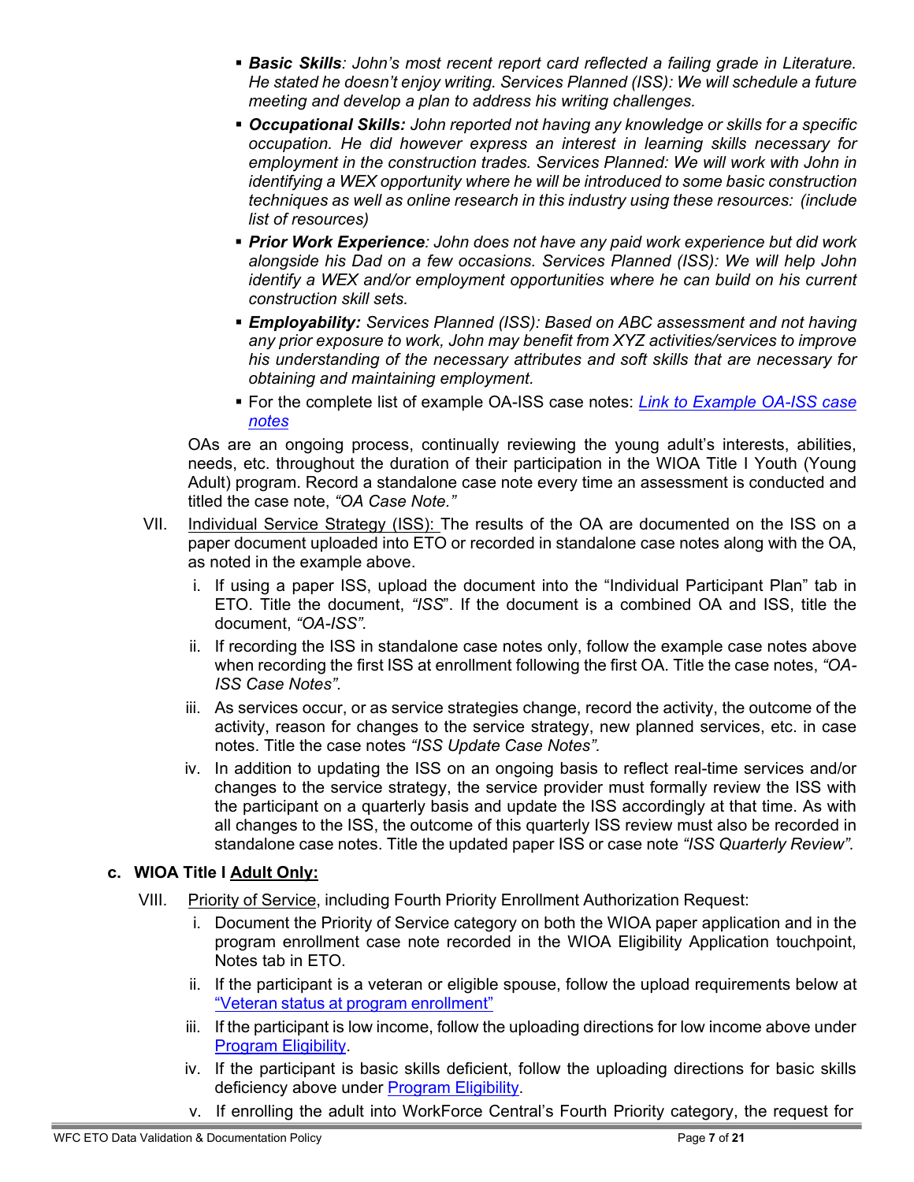- ***Basic Skills**: John's most recent report card reflected a failing grade in Literature. He stated he doesn't enjoy writing. Services Planned (ISS): We will schedule a future meeting and develop a plan to address his writing challenges.*
- ***Occupational Skills:** John reported not having any knowledge or skills for a specific occupation. He did however express an interest in learning skills necessary for employment in the construction trades. Services Planned: We will work with John in identifying a WEX opportunity where he will be introduced to some basic construction techniques as well as online research in this industry using these resources: (include list of resources)*
- ***Prior Work Experience**: John does not have any paid work experience but did work alongside his Dad on a few occasions. Services Planned (ISS): We will help John identify a WEX and/or employment opportunities where he can build on his current construction skill sets.*
- ***Employability:** Services Planned (ISS): Based on ABC assessment and not having any prior exposure to work, John may benefit from XYZ activities/services to improve his understanding of the necessary attributes and soft skills that are necessary for obtaining and maintaining employment.*
- For the complete list of example OA-ISS case notes: *Link to Example OA-ISS case notes*

OAs are an ongoing process, continually reviewing the young adult's interests, abilities, needs, etc. throughout the duration of their participation in the WIOA Title I Youth (Young Adult) program. Record a standalone case note every time an assessment is conducted and titled the case note, *"OA Case Note."*

VII. Individual Service Strategy (ISS): The results of the OA are documented on the ISS on a paper document uploaded into ETO or recorded in standalone case notes along with the OA, as noted in the example above.

  i. If using a paper ISS, upload the document into the "Individual Participant Plan" tab in ETO. Title the document, *"ISS*". If the document is a combined OA and ISS, title the document, *"OA-ISS".*

  ii. If recording the ISS in standalone case notes only, follow the example case notes above when recording the first ISS at enrollment following the first OA. Title the case notes, *"OA-ISS Case Notes".*

  iii. As services occur, or as service strategies change, record the activity, the outcome of the activity, reason for changes to the service strategy, new planned services, etc. in case notes. Title the case notes *"ISS Update Case Notes".*

  iv. In addition to updating the ISS on an ongoing basis to reflect real-time services and/or changes to the service strategy, the service provider must formally review the ISS with the participant on a quarterly basis and update the ISS accordingly at that time. As with all changes to the ISS, the outcome of this quarterly ISS review must also be recorded in standalone case notes. Title the updated paper ISS or case note *"ISS Quarterly Review".*

### c. WIOA Title I Adult Only:

VIII. Priority of Service, including Fourth Priority Enrollment Authorization Request:

  i. Document the Priority of Service category on both the WIOA paper application and in the program enrollment case note recorded in the WIOA Eligibility Application touchpoint, Notes tab in ETO.

  ii. If the participant is a veteran or eligible spouse, follow the upload requirements below at "Veteran status at program enrollment"

  iii. If the participant is low income, follow the uploading directions for low income above under Program Eligibility.

  iv. If the participant is basic skills deficient, follow the uploading directions for basic skills deficiency above under Program Eligibility.

  v. If enrolling the adult into WorkForce Central's Fourth Priority category, the request for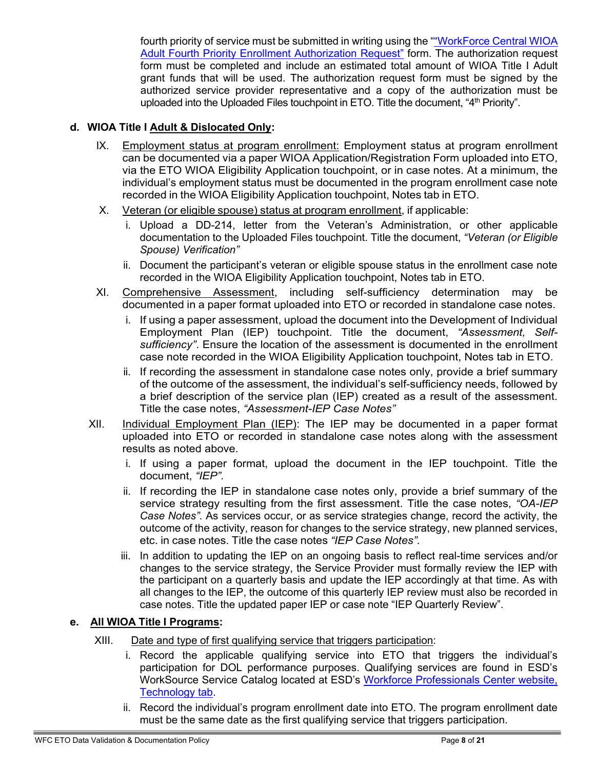fourth priority of service must be submitted in writing using the "["WorkForce Central WIOA Adult Fourth Priority Enrollment Authorization Request"](#) form. The authorization request form must be completed and include an estimated total amount of WIOA Title I Adult grant funds that will be used. The authorization request form must be signed by the authorized service provider representative and a copy of the authorization must be uploaded into the Uploaded Files touchpoint in ETO. Title the document, "4th Priority".

**d. WIOA Title I Adult & Dislocated Only:**

IX. Employment status at program enrollment: Employment status at program enrollment can be documented via a paper WIOA Application/Registration Form uploaded into ETO, via the ETO WIOA Eligibility Application touchpoint, or in case notes. At a minimum, the individual's employment status must be documented in the program enrollment case note recorded in the WIOA Eligibility Application touchpoint, Notes tab in ETO.

X. Veteran (or eligible spouse) status at program enrollment, if applicable:

  i. Upload a DD-214, letter from the Veteran's Administration, or other applicable documentation to the Uploaded Files touchpoint. Title the document, *"Veteran (or Eligible Spouse) Verification"*

  ii. Document the participant's veteran or eligible spouse status in the enrollment case note recorded in the WIOA Eligibility Application touchpoint, Notes tab in ETO.

XI. Comprehensive Assessment, including self-sufficiency determination may be documented in a paper format uploaded into ETO or recorded in standalone case notes.

  i. If using a paper assessment, upload the document into the Development of Individual Employment Plan (IEP) touchpoint. Title the document, *"Assessment, Self-sufficiency"*. Ensure the location of the assessment is documented in the enrollment case note recorded in the WIOA Eligibility Application touchpoint, Notes tab in ETO.

  ii. If recording the assessment in standalone case notes only, provide a brief summary of the outcome of the assessment, the individual's self-sufficiency needs, followed by a brief description of the service plan (IEP) created as a result of the assessment. Title the case notes, *"Assessment-IEP Case Notes"*

XII. Individual Employment Plan (IEP): The IEP may be documented in a paper format uploaded into ETO or recorded in standalone case notes along with the assessment results as noted above.

  i. If using a paper format, upload the document in the IEP touchpoint. Title the document, *"IEP".*

  ii. If recording the IEP in standalone case notes only, provide a brief summary of the service strategy resulting from the first assessment. Title the case notes, *"OA-IEP Case Notes".* As services occur, or as service strategies change, record the activity, the outcome of the activity, reason for changes to the service strategy, new planned services, etc. in case notes. Title the case notes *"IEP Case Notes".*

  iii. In addition to updating the IEP on an ongoing basis to reflect real-time services and/or changes to the service strategy, the Service Provider must formally review the IEP with the participant on a quarterly basis and update the IEP accordingly at that time. As with all changes to the IEP, the outcome of this quarterly IEP review must also be recorded in case notes. Title the updated paper IEP or case note "IEP Quarterly Review".

**e. All WIOA Title I Programs:**

XIII. Date and type of first qualifying service that triggers participation:

  i. Record the applicable qualifying service into ETO that triggers the individual's participation for DOL performance purposes. Qualifying services are found in ESD's WorkSource Service Catalog located at ESD's [Workforce Professionals Center website, Technology tab](#).

  ii. Record the individual's program enrollment date into ETO. The program enrollment date must be the same date as the first qualifying service that triggers participation.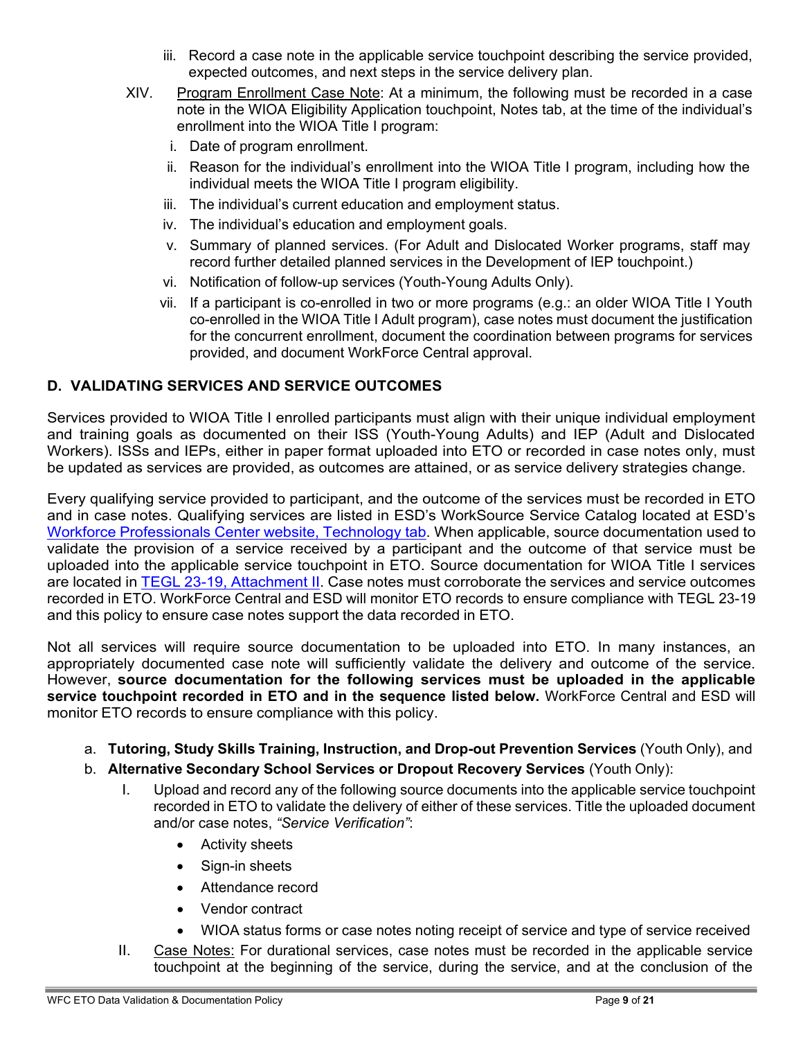iii. Record a case note in the applicable service touchpoint describing the service provided, expected outcomes, and next steps in the service delivery plan.

XIV. Program Enrollment Case Note: At a minimum, the following must be recorded in a case note in the WIOA Eligibility Application touchpoint, Notes tab, at the time of the individual's enrollment into the WIOA Title I program:

i. Date of program enrollment.

ii. Reason for the individual's enrollment into the WIOA Title I program, including how the individual meets the WIOA Title I program eligibility.

iii. The individual's current education and employment status.

iv. The individual's education and employment goals.

v. Summary of planned services. (For Adult and Dislocated Worker programs, staff may record further detailed planned services in the Development of IEP touchpoint.)

vi. Notification of follow-up services (Youth-Young Adults Only).

vii. If a participant is co-enrolled in two or more programs (e.g.: an older WIOA Title I Youth co-enrolled in the WIOA Title I Adult program), case notes must document the justification for the concurrent enrollment, document the coordination between programs for services provided, and document WorkForce Central approval.

## D. VALIDATING SERVICES AND SERVICE OUTCOMES

Services provided to WIOA Title I enrolled participants must align with their unique individual employment and training goals as documented on their ISS (Youth-Young Adults) and IEP (Adult and Dislocated Workers). ISSs and IEPs, either in paper format uploaded into ETO or recorded in case notes only, must be updated as services are provided, as outcomes are attained, or as service delivery strategies change.

Every qualifying service provided to participant, and the outcome of the services must be recorded in ETO and in case notes. Qualifying services are listed in ESD's WorkSource Service Catalog located at ESD's Workforce Professionals Center website, Technology tab. When applicable, source documentation used to validate the provision of a service received by a participant and the outcome of that service must be uploaded into the applicable service touchpoint in ETO. Source documentation for WIOA Title I services are located in TEGL 23-19, Attachment II. Case notes must corroborate the services and service outcomes recorded in ETO. WorkForce Central and ESD will monitor ETO records to ensure compliance with TEGL 23-19 and this policy to ensure case notes support the data recorded in ETO.

Not all services will require source documentation to be uploaded into ETO. In many instances, an appropriately documented case note will sufficiently validate the delivery and outcome of the service. However, **source documentation for the following services must be uploaded in the applicable service touchpoint recorded in ETO and in the sequence listed below.** WorkForce Central and ESD will monitor ETO records to ensure compliance with this policy.

a. **Tutoring, Study Skills Training, Instruction, and Drop-out Prevention Services** (Youth Only), and

b. **Alternative Secondary School Services or Dropout Recovery Services** (Youth Only):

I. Upload and record any of the following source documents into the applicable service touchpoint recorded in ETO to validate the delivery of either of these services. Title the uploaded document and/or case notes, *"Service Verification"*:

- Activity sheets
- Sign-in sheets
- Attendance record
- Vendor contract
- WIOA status forms or case notes noting receipt of service and type of service received

II. Case Notes: For durational services, case notes must be recorded in the applicable service touchpoint at the beginning of the service, during the service, and at the conclusion of the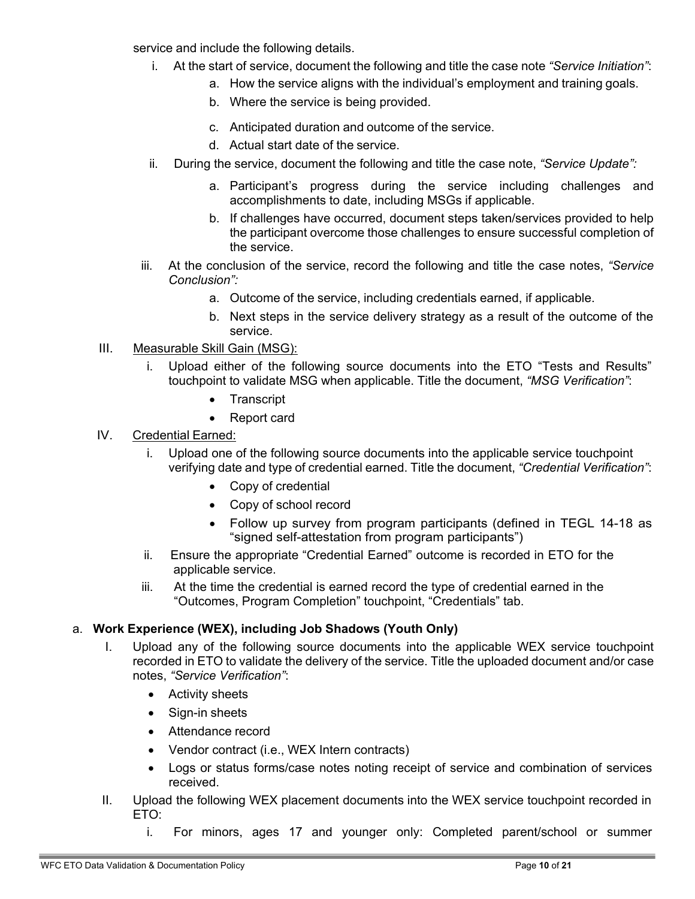service and include the following details.

i. At the start of service, document the following and title the case note *"Service Initiation"*:
   a. How the service aligns with the individual's employment and training goals.
   b. Where the service is being provided.
   c. Anticipated duration and outcome of the service.
   d. Actual start date of the service.

ii. During the service, document the following and title the case note, *"Service Update":*
   a. Participant's progress during the service including challenges and accomplishments to date, including MSGs if applicable.
   b. If challenges have occurred, document steps taken/services provided to help the participant overcome those challenges to ensure successful completion of the service.

iii. At the conclusion of the service, record the following and title the case notes, *"Service Conclusion":*
   a. Outcome of the service, including credentials earned, if applicable.
   b. Next steps in the service delivery strategy as a result of the outcome of the service.

III. <u>Measurable Skill Gain (MSG):</u>

i. Upload either of the following source documents into the ETO "Tests and Results" touchpoint to validate MSG when applicable. Title the document, *"MSG Verification"*:
   - Transcript
   - Report card

IV. <u>Credential Earned:</u>

i. Upload one of the following source documents into the applicable service touchpoint verifying date and type of credential earned. Title the document, *"Credential Verification"*:
   - Copy of credential
   - Copy of school record
   - Follow up survey from program participants (defined in TEGL 14-18 as "signed self-attestation from program participants")

ii. Ensure the appropriate "Credential Earned" outcome is recorded in ETO for the applicable service.

iii. At the time the credential is earned record the type of credential earned in the "Outcomes, Program Completion" touchpoint, "Credentials" tab.

a. **Work Experience (WEX), including Job Shadows (Youth Only)**

I. Upload any of the following source documents into the applicable WEX service touchpoint recorded in ETO to validate the delivery of the service. Title the uploaded document and/or case notes, *"Service Verification"*:
   - Activity sheets
   - Sign-in sheets
   - Attendance record
   - Vendor contract (i.e., WEX Intern contracts)
   - Logs or status forms/case notes noting receipt of service and combination of services received.

II. Upload the following WEX placement documents into the WEX service touchpoint recorded in ETO:

i. For minors, ages 17 and younger only: Completed parent/school or summer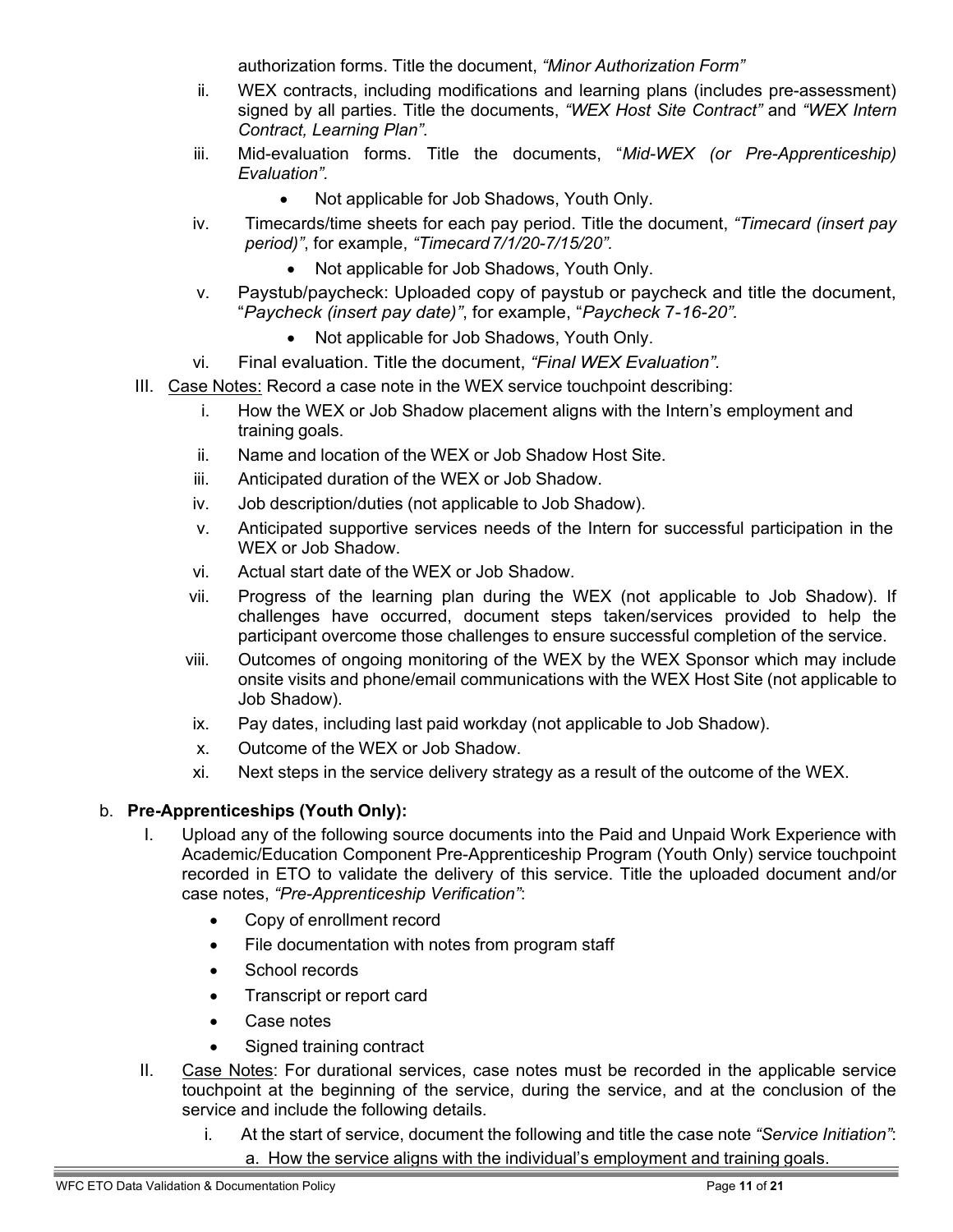authorization forms. Title the document, *"Minor Authorization Form"*

ii. WEX contracts, including modifications and learning plans (includes pre-assessment) signed by all parties. Title the documents, *"WEX Host Site Contract"* and *"WEX Intern Contract, Learning Plan".*

iii. Mid-evaluation forms. Title the documents, "*Mid-WEX (or Pre-Apprenticeship) Evaluation".*

- Not applicable for Job Shadows, Youth Only.

iv. Timecards/time sheets for each pay period. Title the document, *"Timecard (insert pay period)"*, for example, *"Timecard 7/1/20-7/15/20".*

- Not applicable for Job Shadows, Youth Only.

v. Paystub/paycheck: Uploaded copy of paystub or paycheck and title the document, "*Paycheck (insert pay date)"*, for example, "*Paycheck 7-16-20".*

- Not applicable for Job Shadows, Youth Only.

vi. Final evaluation. Title the document, *"Final WEX Evaluation".*

III. Case Notes: Record a case note in the WEX service touchpoint describing:

i. How the WEX or Job Shadow placement aligns with the Intern's employment and training goals.

ii. Name and location of the WEX or Job Shadow Host Site.

iii. Anticipated duration of the WEX or Job Shadow.

iv. Job description/duties (not applicable to Job Shadow).

v. Anticipated supportive services needs of the Intern for successful participation in the WEX or Job Shadow.

vi. Actual start date of the WEX or Job Shadow.

vii. Progress of the learning plan during the WEX (not applicable to Job Shadow). If challenges have occurred, document steps taken/services provided to help the participant overcome those challenges to ensure successful completion of the service.

viii. Outcomes of ongoing monitoring of the WEX by the WEX Sponsor which may include onsite visits and phone/email communications with the WEX Host Site (not applicable to Job Shadow).

ix. Pay dates, including last paid workday (not applicable to Job Shadow).

x. Outcome of the WEX or Job Shadow.

xi. Next steps in the service delivery strategy as a result of the outcome of the WEX.

b. **Pre-Apprenticeships (Youth Only):**

I. Upload any of the following source documents into the Paid and Unpaid Work Experience with Academic/Education Component Pre-Apprenticeship Program (Youth Only) service touchpoint recorded in ETO to validate the delivery of this service. Title the uploaded document and/or case notes, *"Pre-Apprenticeship Verification"*:

- Copy of enrollment record
- File documentation with notes from program staff
- School records
- Transcript or report card
- Case notes
- Signed training contract

II. Case Notes: For durational services, case notes must be recorded in the applicable service touchpoint at the beginning of the service, during the service, and at the conclusion of the service and include the following details.

i. At the start of service, document the following and title the case note *"Service Initiation"*:

a. How the service aligns with the individual's employment and training goals.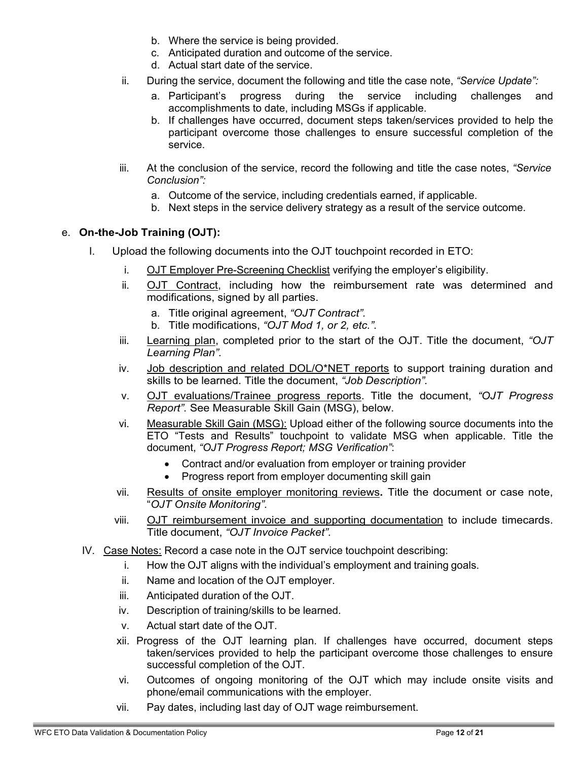b. Where the service is being provided.
c. Anticipated duration and outcome of the service.
d. Actual start date of the service.

ii. During the service, document the following and title the case note, *"Service Update":*

a. Participant's progress during the service including challenges and accomplishments to date, including MSGs if applicable.
b. If challenges have occurred, document steps taken/services provided to help the participant overcome those challenges to ensure successful completion of the service.

iii. At the conclusion of the service, record the following and title the case notes, *"Service Conclusion":*

a. Outcome of the service, including credentials earned, if applicable.
b. Next steps in the service delivery strategy as a result of the service outcome.

e. **On-the-Job Training (OJT):**

I. Upload the following documents into the OJT touchpoint recorded in ETO:

i. OJT Employer Pre-Screening Checklist verifying the employer's eligibility.

ii. OJT Contract, including how the reimbursement rate was determined and modifications, signed by all parties.

a. Title original agreement, *"OJT Contract".*
b. Title modifications, *"OJT Mod 1, or 2, etc.".*

iii. Learning plan, completed prior to the start of the OJT. Title the document, *"OJT Learning Plan".*

iv. Job description and related DOL/O*NET reports to support training duration and skills to be learned. Title the document, *"Job Description".*

v. OJT evaluations/Trainee progress reports. Title the document, *"OJT Progress Report".* See Measurable Skill Gain (MSG), below.

vi. Measurable Skill Gain (MSG): Upload either of the following source documents into the ETO "Tests and Results" touchpoint to validate MSG when applicable. Title the document, *"OJT Progress Report; MSG Verification"*:

- Contract and/or evaluation from employer or training provider
- Progress report from employer documenting skill gain

vii. Results of onsite employer monitoring reviews**.** Title the document or case note, "*OJT Onsite Monitoring".*

viii. OJT reimbursement invoice and supporting documentation to include timecards. Title document, *"OJT Invoice Packet".*

IV. Case Notes: Record a case note in the OJT service touchpoint describing:

i. How the OJT aligns with the individual's employment and training goals.
ii. Name and location of the OJT employer.
iii. Anticipated duration of the OJT.
iv. Description of training/skills to be learned.
v. Actual start date of the OJT.
xii. Progress of the OJT learning plan. If challenges have occurred, document steps taken/services provided to help the participant overcome those challenges to ensure successful completion of the OJT.
vi. Outcomes of ongoing monitoring of the OJT which may include onsite visits and phone/email communications with the employer.
vii. Pay dates, including last day of OJT wage reimbursement.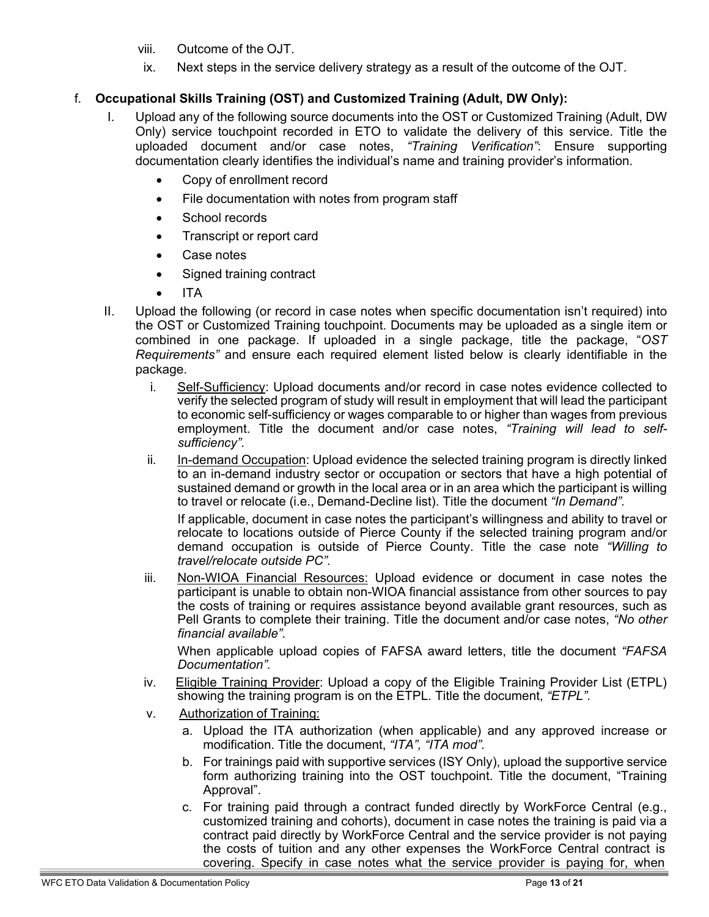viii. Outcome of the OJT.

ix. Next steps in the service delivery strategy as a result of the outcome of the OJT.

f. **Occupational Skills Training (OST) and Customized Training (Adult, DW Only):**

I. Upload any of the following source documents into the OST or Customized Training (Adult, DW Only) service touchpoint recorded in ETO to validate the delivery of this service. Title the uploaded document and/or case notes, *"Training Verification"*: Ensure supporting documentation clearly identifies the individual's name and training provider's information.

- Copy of enrollment record
- File documentation with notes from program staff
- School records
- Transcript or report card
- Case notes
- Signed training contract
- ITA

II. Upload the following (or record in case notes when specific documentation isn't required) into the OST or Customized Training touchpoint. Documents may be uploaded as a single item or combined in one package. If uploaded in a single package, title the package, "*OST Requirements"* and ensure each required element listed below is clearly identifiable in the package.

i. Self-Sufficiency: Upload documents and/or record in case notes evidence collected to verify the selected program of study will result in employment that will lead the participant to economic self-sufficiency or wages comparable to or higher than wages from previous employment. Title the document and/or case notes, *"Training will lead to self-sufficiency".*

ii. In-demand Occupation: Upload evidence the selected training program is directly linked to an in-demand industry sector or occupation or sectors that have a high potential of sustained demand or growth in the local area or in an area which the participant is willing to travel or relocate (i.e., Demand-Decline list). Title the document *"In Demand".*

If applicable, document in case notes the participant's willingness and ability to travel or relocate to locations outside of Pierce County if the selected training program and/or demand occupation is outside of Pierce County. Title the case note *"Willing to travel/relocate outside PC".*

iii. Non-WIOA Financial Resources: Upload evidence or document in case notes the participant is unable to obtain non-WIOA financial assistance from other sources to pay the costs of training or requires assistance beyond available grant resources, such as Pell Grants to complete their training. Title the document and/or case notes, *"No other financial available"*.

When applicable upload copies of FAFSA award letters, title the document *"FAFSA Documentation".*

iv. Eligible Training Provider: Upload a copy of the Eligible Training Provider List (ETPL) showing the training program is on the ETPL. Title the document, *"ETPL".*

v. Authorization of Training:

a. Upload the ITA authorization (when applicable) and any approved increase or modification. Title the document, *"ITA", "ITA mod".*

b. For trainings paid with supportive services (ISY Only), upload the supportive service form authorizing training into the OST touchpoint. Title the document, "Training Approval".

c. For training paid through a contract funded directly by WorkForce Central (e.g., customized training and cohorts), document in case notes the training is paid via a contract paid directly by WorkForce Central and the service provider is not paying the costs of tuition and any other expenses the WorkForce Central contract is covering. Specify in case notes what the service provider is paying for, when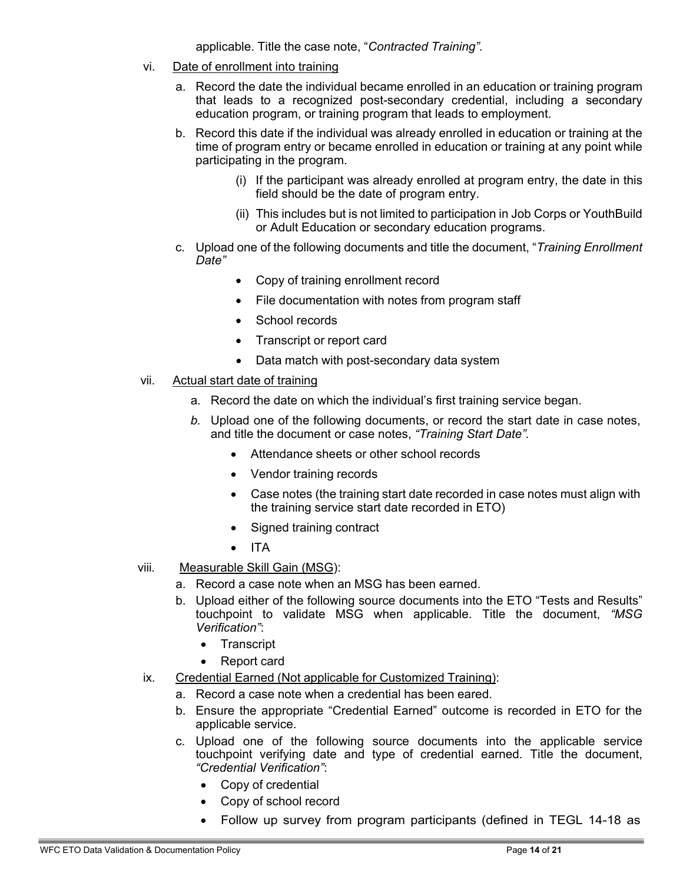applicable. Title the case note, "*Contracted Training".*

vi. Date of enrollment into training

a. Record the date the individual became enrolled in an education or training program that leads to a recognized post-secondary credential, including a secondary education program, or training program that leads to employment.

b. Record this date if the individual was already enrolled in education or training at the time of program entry or became enrolled in education or training at any point while participating in the program.

(i) If the participant was already enrolled at program entry, the date in this field should be the date of program entry.

(ii) This includes but is not limited to participation in Job Corps or YouthBuild or Adult Education or secondary education programs.

c. Upload one of the following documents and title the document, "*Training Enrollment Date"*

- Copy of training enrollment record
- File documentation with notes from program staff
- School records
- Transcript or report card
- Data match with post-secondary data system

vii. Actual start date of training

a. Record the date on which the individual's first training service began.

*b.* Upload one of the following documents, or record the start date in case notes, and title the document or case notes, *"Training Start Date".*

- Attendance sheets or other school records
- Vendor training records
- Case notes (the training start date recorded in case notes must align with the training service start date recorded in ETO)
- Signed training contract
- ITA

viii. Measurable Skill Gain (MSG):

a. Record a case note when an MSG has been earned.

b. Upload either of the following source documents into the ETO "Tests and Results" touchpoint to validate MSG when applicable. Title the document, *"MSG Verification"*:

- Transcript
- Report card

ix. Credential Earned (Not applicable for Customized Training):

a. Record a case note when a credential has been eared.

b. Ensure the appropriate "Credential Earned" outcome is recorded in ETO for the applicable service.

c. Upload one of the following source documents into the applicable service touchpoint verifying date and type of credential earned. Title the document, *"Credential Verification"*:

- Copy of credential
- Copy of school record
- Follow up survey from program participants (defined in TEGL 14-18 as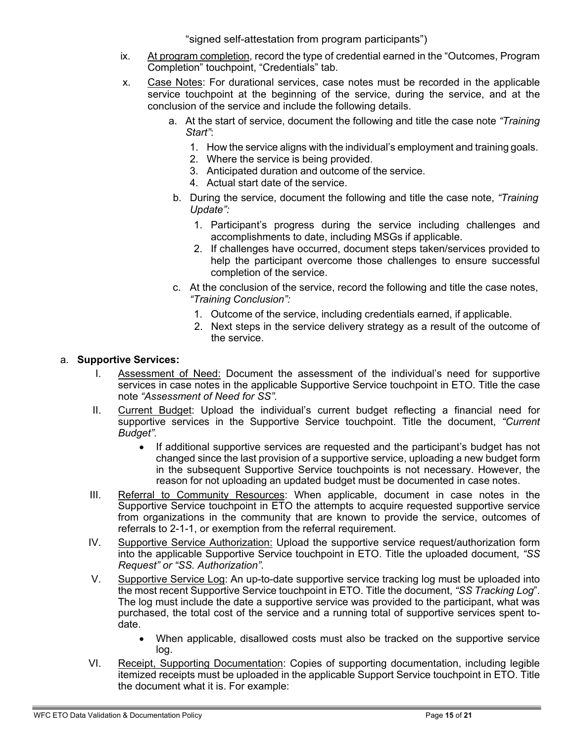"signed self-attestation from program participants")

ix. <u>At program completion</u>, record the type of credential earned in the "Outcomes, Program Completion" touchpoint, "Credentials" tab.

x. <u>Case Notes</u>: For durational services, case notes must be recorded in the applicable service touchpoint at the beginning of the service, during the service, and at the conclusion of the service and include the following details.

   a. At the start of service, document the following and title the case note *"Training Start"*:
      1. How the service aligns with the individual's employment and training goals.
      2. Where the service is being provided.
      3. Anticipated duration and outcome of the service.
      4. Actual start date of the service.

   b. During the service, document the following and title the case note, *"Training Update":*
      1. Participant's progress during the service including challenges and accomplishments to date, including MSGs if applicable.
      2. If challenges have occurred, document steps taken/services provided to help the participant overcome those challenges to ensure successful completion of the service.

   c. At the conclusion of the service, record the following and title the case notes, *"Training Conclusion":*
      1. Outcome of the service, including credentials earned, if applicable.
      2. Next steps in the service delivery strategy as a result of the outcome of the service.

a. **Supportive Services:**

I. <u>Assessment of Need:</u> Document the assessment of the individual's need for supportive services in case notes in the applicable Supportive Service touchpoint in ETO. Title the case note *"Assessment of Need for SS".*

II. <u>Current Budget</u>: Upload the individual's current budget reflecting a financial need for supportive services in the Supportive Service touchpoint. Title the document, *"Current Budget".*
- If additional supportive services are requested and the participant's budget has not changed since the last provision of a supportive service, uploading a new budget form in the subsequent Supportive Service touchpoints is not necessary. However, the reason for not uploading an updated budget must be documented in case notes.

III. <u>Referral to Community Resources</u>: When applicable, document in case notes in the Supportive Service touchpoint in ETO the attempts to acquire requested supportive service from organizations in the community that are known to provide the service, outcomes of referrals to 2-1-1, or exemption from the referral requirement.

IV. <u>Supportive Service Authorization:</u> Upload the supportive service request/authorization form into the applicable Supportive Service touchpoint in ETO. Title the uploaded document, *"SS Request" or "SS. Authorization".*

V. <u>Supportive Service Log</u>: An up-to-date supportive service tracking log must be uploaded into the most recent Supportive Service touchpoint in ETO. Title the document, *"SS Tracking Log*". The log must include the date a supportive service was provided to the participant, what was purchased, the total cost of the service and a running total of supportive services spent to-date.
- When applicable, disallowed costs must also be tracked on the supportive service log.

VI. <u>Receipt, Supporting Documentation</u>: Copies of supporting documentation, including legible itemized receipts must be uploaded in the applicable Support Service touchpoint in ETO. Title the document what it is. For example: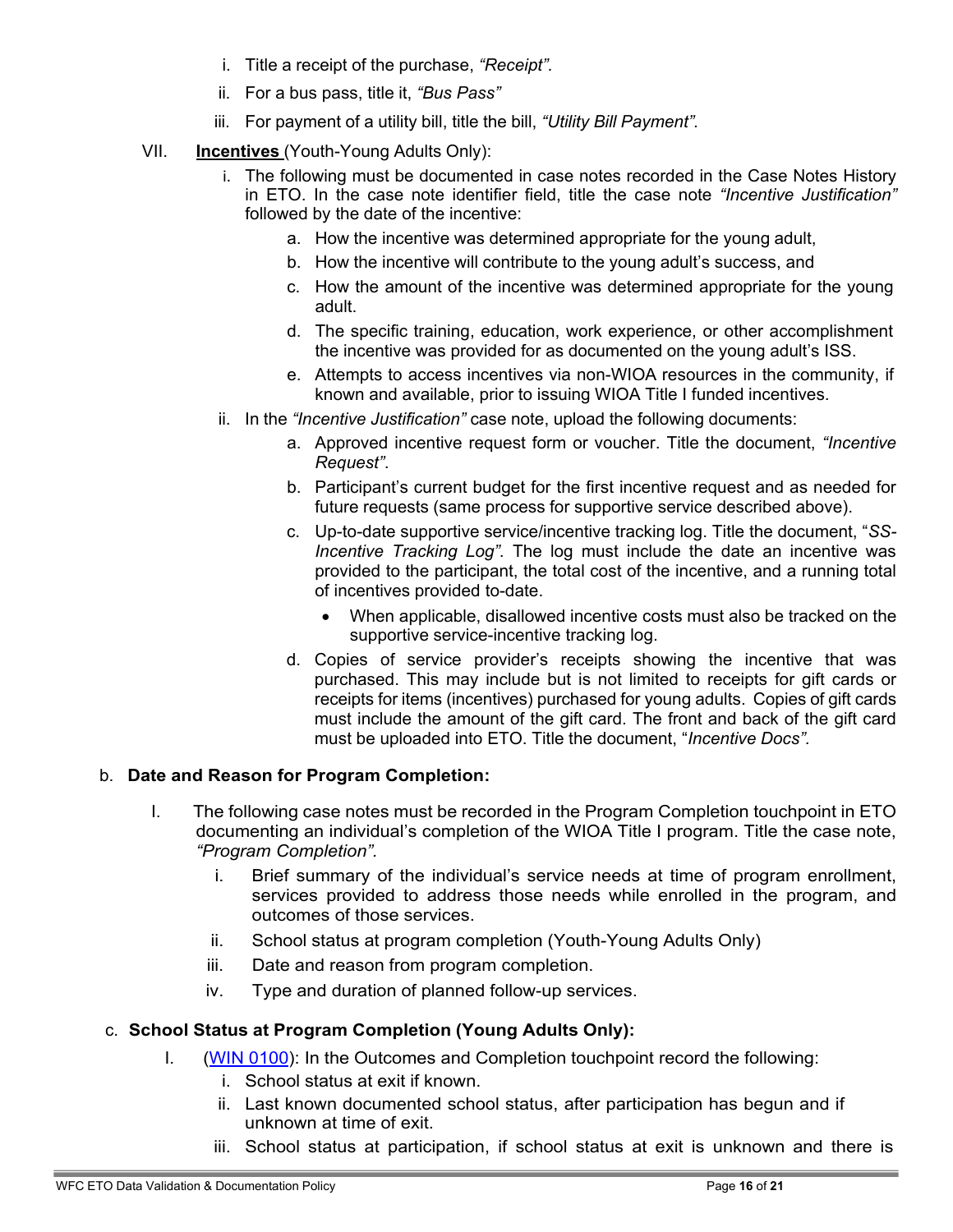i. Title a receipt of the purchase, *"Receipt".*

ii. For a bus pass, title it, *"Bus Pass"*

iii. For payment of a utility bill, title the bill, *"Utility Bill Payment".*

VII. **Incentives** (Youth-Young Adults Only):

i. The following must be documented in case notes recorded in the Case Notes History in ETO. In the case note identifier field, title the case note *"Incentive Justification"* followed by the date of the incentive:

   a. How the incentive was determined appropriate for the young adult,
   b. How the incentive will contribute to the young adult's success, and
   c. How the amount of the incentive was determined appropriate for the young adult.
   d. The specific training, education, work experience, or other accomplishment the incentive was provided for as documented on the young adult's ISS.
   e. Attempts to access incentives via non-WIOA resources in the community, if known and available, prior to issuing WIOA Title I funded incentives.

ii. In the *"Incentive Justification"* case note, upload the following documents:

   a. Approved incentive request form or voucher. Title the document, *"Incentive Request"*.
   b. Participant's current budget for the first incentive request and as needed for future requests (same process for supportive service described above).
   c. Up-to-date supportive service/incentive tracking log. Title the document, "*SS-Incentive Tracking Log"*. The log must include the date an incentive was provided to the participant, the total cost of the incentive, and a running total of incentives provided to-date.
      - When applicable, disallowed incentive costs must also be tracked on the supportive service-incentive tracking log.
   d. Copies of service provider's receipts showing the incentive that was purchased. This may include but is not limited to receipts for gift cards or receipts for items (incentives) purchased for young adults. Copies of gift cards must include the amount of the gift card. The front and back of the gift card must be uploaded into ETO. Title the document, "*Incentive Docs".*

b. **Date and Reason for Program Completion:**

I. The following case notes must be recorded in the Program Completion touchpoint in ETO documenting an individual's completion of the WIOA Title I program. Title the case note, *"Program Completion".*

   i. Brief summary of the individual's service needs at time of program enrollment, services provided to address those needs while enrolled in the program, and outcomes of those services.
   ii. School status at program completion (Youth-Young Adults Only)
   iii. Date and reason from program completion.
   iv. Type and duration of planned follow-up services.

c. **School Status at Program Completion (Young Adults Only):**

I. (WIN 0100): In the Outcomes and Completion touchpoint record the following:

   i. School status at exit if known.
   ii. Last known documented school status, after participation has begun and if unknown at time of exit.
   iii. School status at participation, if school status at exit is unknown and there is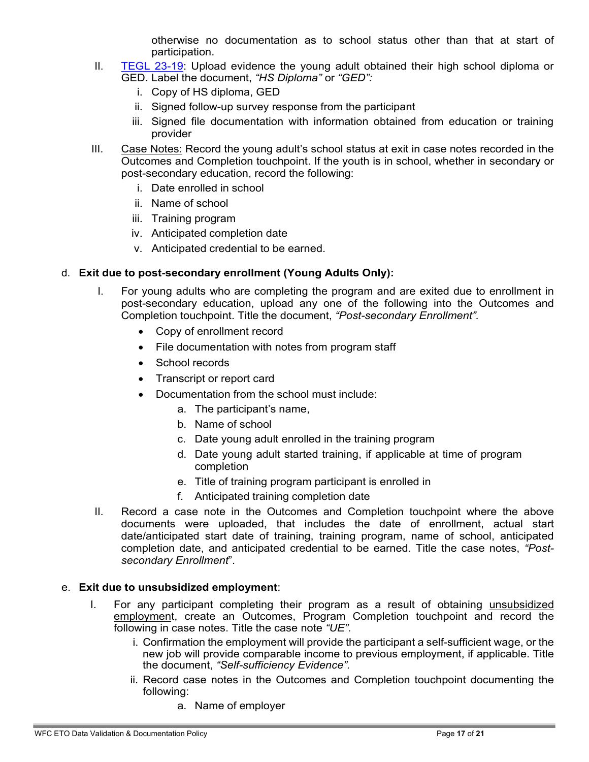otherwise no documentation as to school status other than that at start of participation.

II. TEGL 23-19: Upload evidence the young adult obtained their high school diploma or GED. Label the document, *"HS Diploma"* or *"GED":*

   i. Copy of HS diploma, GED
   ii. Signed follow-up survey response from the participant
   iii. Signed file documentation with information obtained from education or training provider

III. Case Notes: Record the young adult's school status at exit in case notes recorded in the Outcomes and Completion touchpoint. If the youth is in school, whether in secondary or post-secondary education, record the following:

   i. Date enrolled in school
   ii. Name of school
   iii. Training program
   iv. Anticipated completion date
   v. Anticipated credential to be earned.

d. **Exit due to post-secondary enrollment (Young Adults Only):**

I. For young adults who are completing the program and are exited due to enrollment in post-secondary education, upload any one of the following into the Outcomes and Completion touchpoint. Title the document, *"Post-secondary Enrollment".*

- Copy of enrollment record
- File documentation with notes from program staff
- School records
- Transcript or report card
- Documentation from the school must include:
  a. The participant's name,
  b. Name of school
  c. Date young adult enrolled in the training program
  d. Date young adult started training, if applicable at time of program completion
  e. Title of training program participant is enrolled in
  f. Anticipated training completion date

II. Record a case note in the Outcomes and Completion touchpoint where the above documents were uploaded, that includes the date of enrollment, actual start date/anticipated start date of training, training program, name of school, anticipated completion date, and anticipated credential to be earned. Title the case notes, *"Post-secondary Enrollment*".

e. **Exit due to unsubsidized employment**:

I. For any participant completing their program as a result of obtaining unsubsidized employment, create an Outcomes, Program Completion touchpoint and record the following in case notes. Title the case note *"UE".*

   i. Confirmation the employment will provide the participant a self-sufficient wage, or the new job will provide comparable income to previous employment, if applicable. Title the document, *"Self-sufficiency Evidence".*
   ii. Record case notes in the Outcomes and Completion touchpoint documenting the following:
      a. Name of employer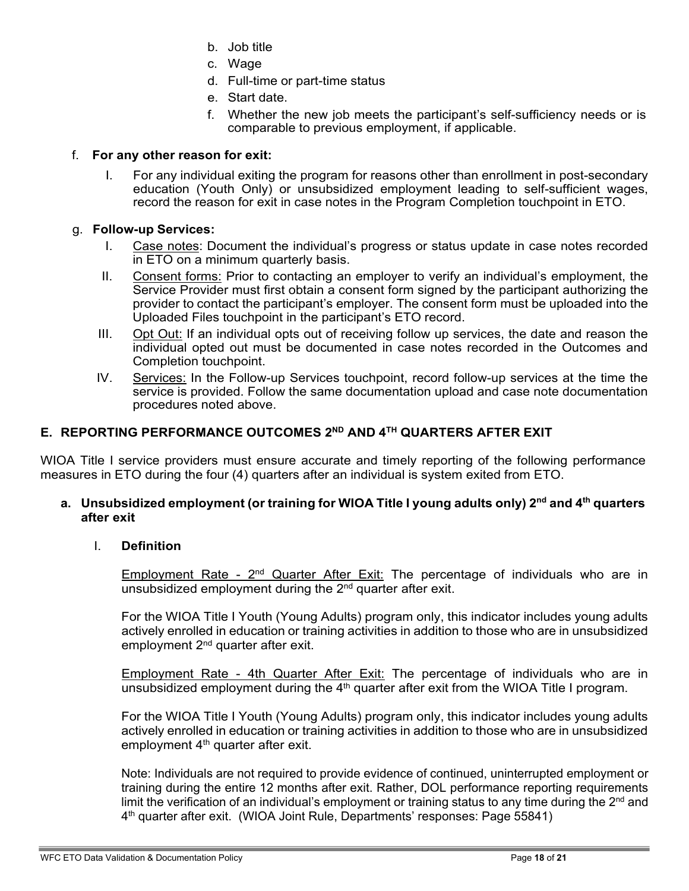b. Job title
   c. Wage
   d. Full-time or part-time status
   e. Start date.
   f. Whether the new job meets the participant's self-sufficiency needs or is comparable to previous employment, if applicable.

f. **For any other reason for exit:**

   I. For any individual exiting the program for reasons other than enrollment in post-secondary education (Youth Only) or unsubsidized employment leading to self-sufficient wages, record the reason for exit in case notes in the Program Completion touchpoint in ETO.

g. **Follow-up Services:**

   I. <u>Case notes</u>: Document the individual's progress or status update in case notes recorded in ETO on a minimum quarterly basis.

   II. <u>Consent forms:</u> Prior to contacting an employer to verify an individual's employment, the Service Provider must first obtain a consent form signed by the participant authorizing the provider to contact the participant's employer. The consent form must be uploaded into the Uploaded Files touchpoint in the participant's ETO record.

   III. <u>Opt Out:</u> If an individual opts out of receiving follow up services, the date and reason the individual opted out must be documented in case notes recorded in the Outcomes and Completion touchpoint.

   IV. <u>Services:</u> In the Follow-up Services touchpoint, record follow-up services at the time the service is provided. Follow the same documentation upload and case note documentation procedures noted above.

## E. REPORTING PERFORMANCE OUTCOMES 2ND AND 4TH QUARTERS AFTER EXIT

WIOA Title I service providers must ensure accurate and timely reporting of the following performance measures in ETO during the four (4) quarters after an individual is system exited from ETO.

### a. Unsubsidized employment (or training for WIOA Title I young adults only) 2nd and 4th quarters after exit

I. **Definition**

<u>Employment Rate - 2nd Quarter After Exit:</u> The percentage of individuals who are in unsubsidized employment during the 2nd quarter after exit.

For the WIOA Title I Youth (Young Adults) program only, this indicator includes young adults actively enrolled in education or training activities in addition to those who are in unsubsidized employment 2nd quarter after exit.

<u>Employment Rate - 4th Quarter After Exit:</u> The percentage of individuals who are in unsubsidized employment during the 4th quarter after exit from the WIOA Title I program.

For the WIOA Title I Youth (Young Adults) program only, this indicator includes young adults actively enrolled in education or training activities in addition to those who are in unsubsidized employment 4th quarter after exit.

Note: Individuals are not required to provide evidence of continued, uninterrupted employment or training during the entire 12 months after exit. Rather, DOL performance reporting requirements limit the verification of an individual's employment or training status to any time during the 2nd and 4th quarter after exit. (WIOA Joint Rule, Departments' responses: Page 55841)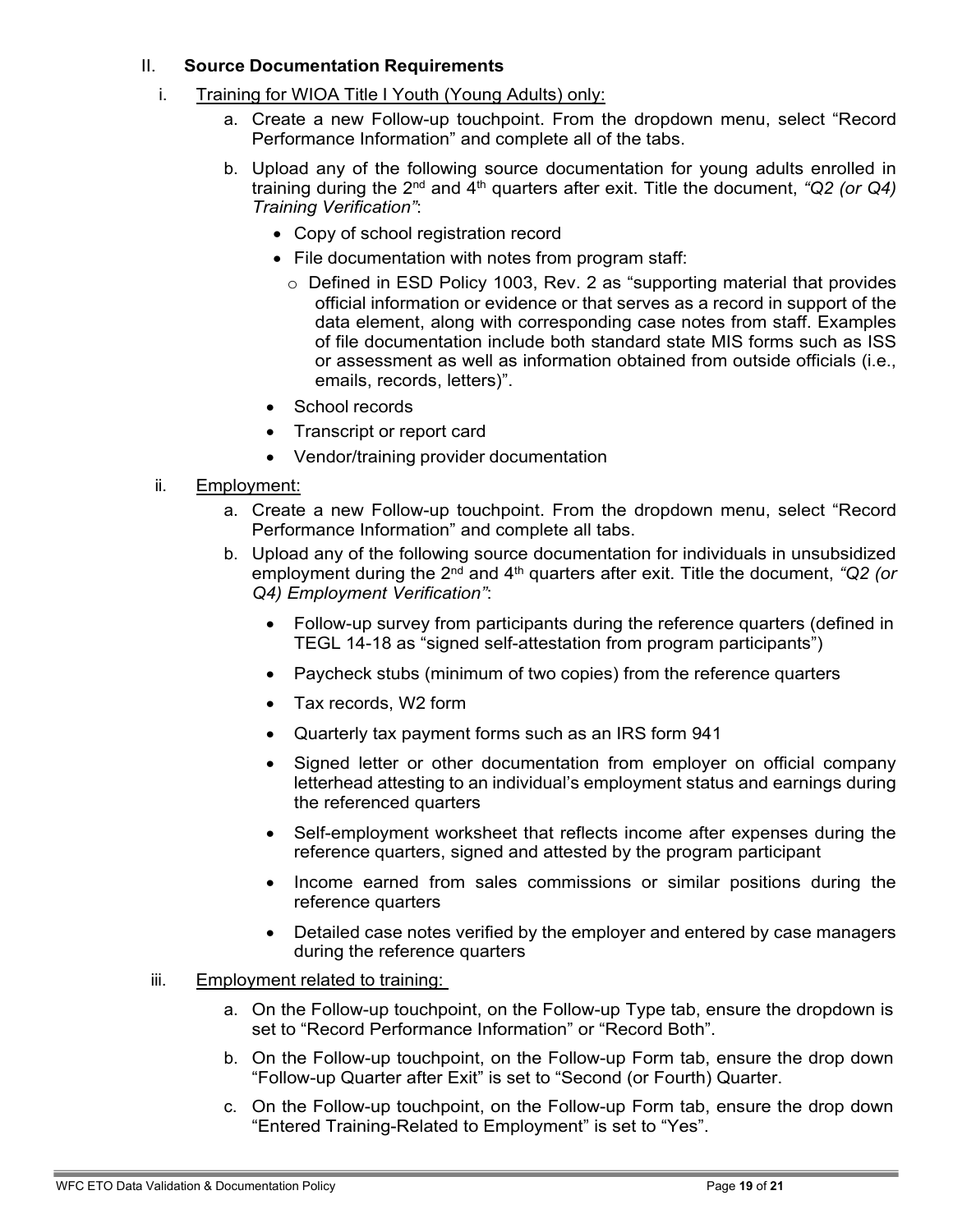## II. **Source Documentation Requirements**

i. Training for WIOA Title I Youth (Young Adults) only:

a. Create a new Follow-up touchpoint. From the dropdown menu, select "Record Performance Information" and complete all of the tabs.

b. Upload any of the following source documentation for young adults enrolled in training during the 2nd and 4th quarters after exit. Title the document, *"Q2 (or Q4) Training Verification"*:

- Copy of school registration record
- File documentation with notes from program staff:
  - Defined in ESD Policy 1003, Rev. 2 as "supporting material that provides official information or evidence or that serves as a record in support of the data element, along with corresponding case notes from staff. Examples of file documentation include both standard state MIS forms such as ISS or assessment as well as information obtained from outside officials (i.e., emails, records, letters)".
- School records
- Transcript or report card
- Vendor/training provider documentation

ii. Employment:

a. Create a new Follow-up touchpoint. From the dropdown menu, select "Record Performance Information" and complete all tabs.

b. Upload any of the following source documentation for individuals in unsubsidized employment during the 2nd and 4th quarters after exit. Title the document, *"Q2 (or Q4) Employment Verification"*:

- Follow-up survey from participants during the reference quarters (defined in TEGL 14-18 as "signed self-attestation from program participants")
- Paycheck stubs (minimum of two copies) from the reference quarters
- Tax records, W2 form
- Quarterly tax payment forms such as an IRS form 941
- Signed letter or other documentation from employer on official company letterhead attesting to an individual's employment status and earnings during the referenced quarters
- Self-employment worksheet that reflects income after expenses during the reference quarters, signed and attested by the program participant
- Income earned from sales commissions or similar positions during the reference quarters
- Detailed case notes verified by the employer and entered by case managers during the reference quarters

iii. Employment related to training:

a. On the Follow-up touchpoint, on the Follow-up Type tab, ensure the dropdown is set to "Record Performance Information" or "Record Both".

b. On the Follow-up touchpoint, on the Follow-up Form tab, ensure the drop down "Follow-up Quarter after Exit" is set to "Second (or Fourth) Quarter.

c. On the Follow-up touchpoint, on the Follow-up Form tab, ensure the drop down "Entered Training-Related to Employment" is set to "Yes".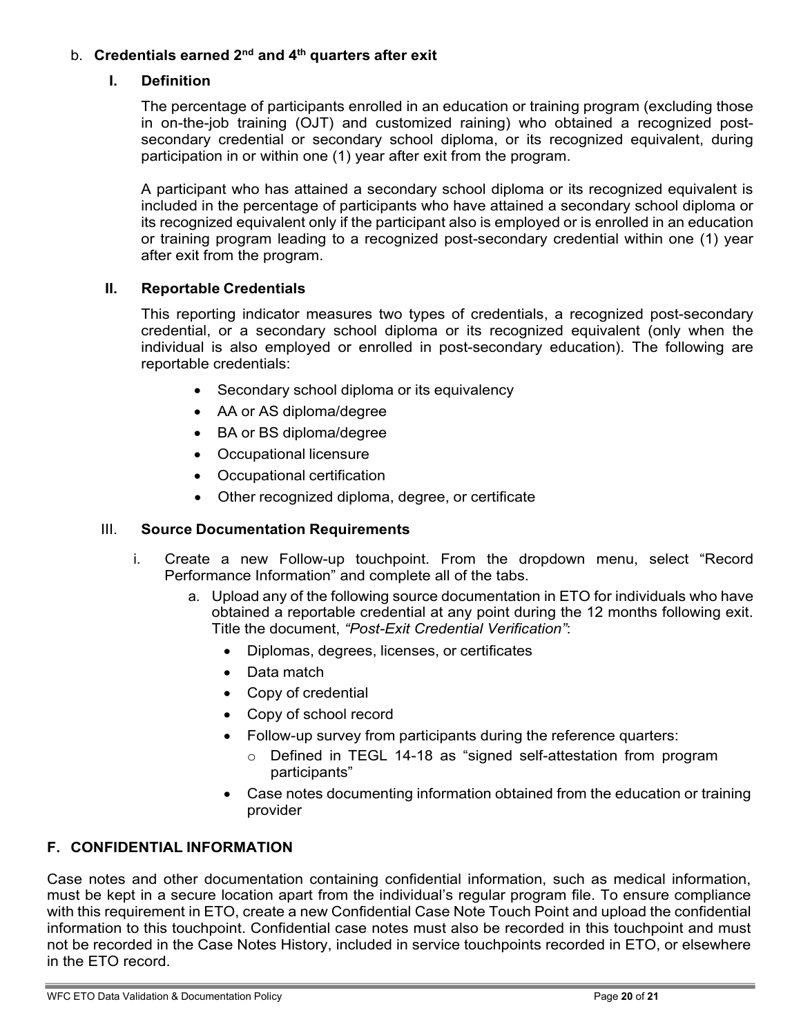### b. **Credentials earned 2nd and 4th quarters after exit**

#### I. Definition

The percentage of participants enrolled in an education or training program (excluding those in on-the-job training (OJT) and customized raining) who obtained a recognized post-secondary credential or secondary school diploma, or its recognized equivalent, during participation in or within one (1) year after exit from the program.

A participant who has attained a secondary school diploma or its recognized equivalent is included in the percentage of participants who have attained a secondary school diploma or its recognized equivalent only if the participant also is employed or is enrolled in an education or training program leading to a recognized post-secondary credential within one (1) year after exit from the program.

#### II. Reportable Credentials

This reporting indicator measures two types of credentials, a recognized post-secondary credential, or a secondary school diploma or its recognized equivalent (only when the individual is also employed or enrolled in post-secondary education). The following are reportable credentials:

- Secondary school diploma or its equivalency
- AA or AS diploma/degree
- BA or BS diploma/degree
- Occupational licensure
- Occupational certification
- Other recognized diploma, degree, or certificate

#### III. Source Documentation Requirements

i. Create a new Follow-up touchpoint. From the dropdown menu, select "Record Performance Information" and complete all of the tabs.

   a. Upload any of the following source documentation in ETO for individuals who have obtained a reportable credential at any point during the 12 months following exit. Title the document, *"Post-Exit Credential Verification"*:

      - Diplomas, degrees, licenses, or certificates
      - Data match
      - Copy of credential
      - Copy of school record
      - Follow-up survey from participants during the reference quarters:
         - Defined in TEGL 14-18 as "signed self-attestation from program participants"
      - Case notes documenting information obtained from the education or training provider

## F. CONFIDENTIAL INFORMATION

Case notes and other documentation containing confidential information, such as medical information, must be kept in a secure location apart from the individual's regular program file. To ensure compliance with this requirement in ETO, create a new Confidential Case Note Touch Point and upload the confidential information to this touchpoint. Confidential case notes must also be recorded in this touchpoint and must not be recorded in the Case Notes History, included in service touchpoints recorded in ETO, or elsewhere in the ETO record.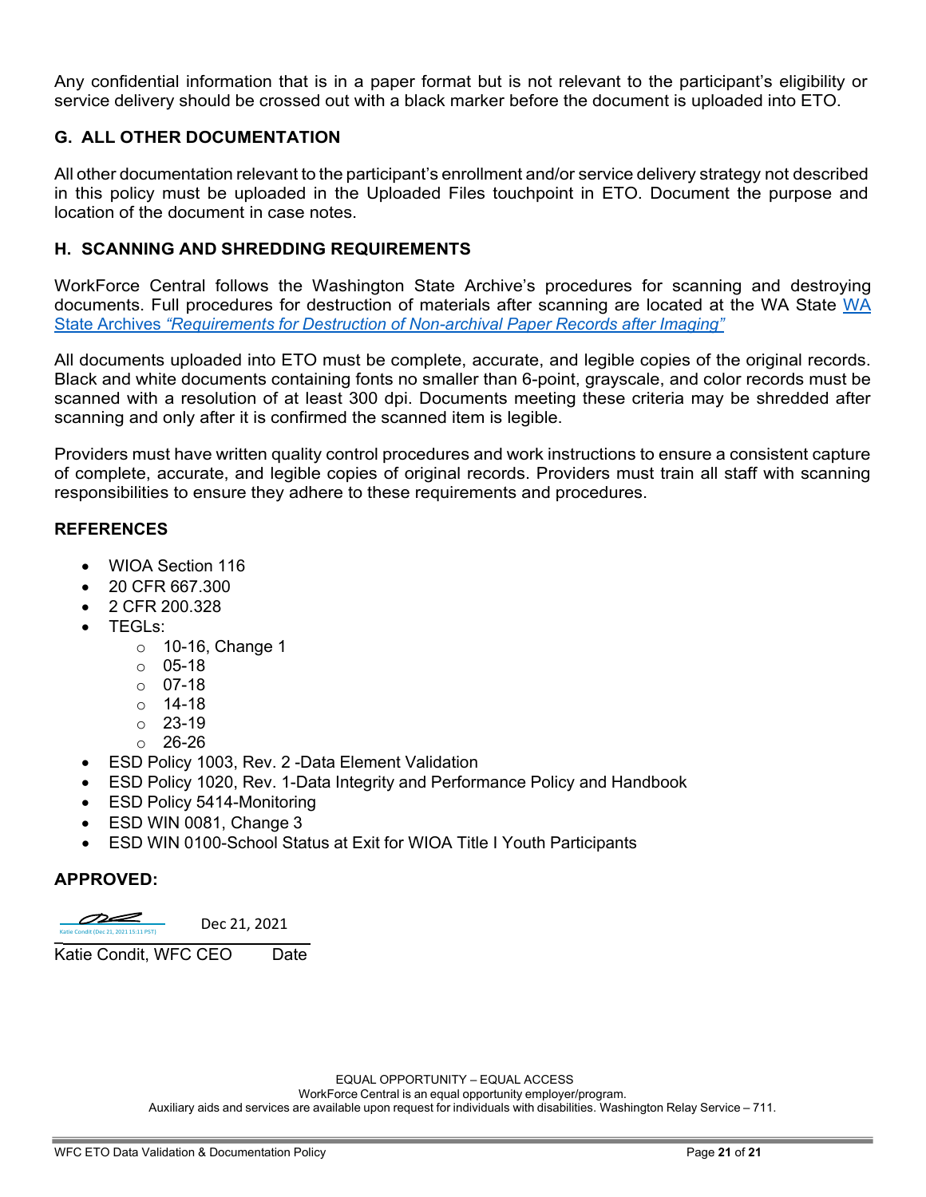Any confidential information that is in a paper format but is not relevant to the participant's eligibility or service delivery should be crossed out with a black marker before the document is uploaded into ETO.

## G. ALL OTHER DOCUMENTATION

All other documentation relevant to the participant's enrollment and/or service delivery strategy not described in this policy must be uploaded in the Uploaded Files touchpoint in ETO. Document the purpose and location of the document in case notes.

## H. SCANNING AND SHREDDING REQUIREMENTS

WorkForce Central follows the Washington State Archive's procedures for scanning and destroying documents. Full procedures for destruction of materials after scanning are located at the WA State WA State Archives *"Requirements for Destruction of Non-archival Paper Records after Imaging"*

All documents uploaded into ETO must be complete, accurate, and legible copies of the original records. Black and white documents containing fonts no smaller than 6-point, grayscale, and color records must be scanned with a resolution of at least 300 dpi. Documents meeting these criteria may be shredded after scanning and only after it is confirmed the scanned item is legible.

Providers must have written quality control procedures and work instructions to ensure a consistent capture of complete, accurate, and legible copies of original records. Providers must train all staff with scanning responsibilities to ensure they adhere to these requirements and procedures.

## REFERENCES

- WIOA Section 116
- 20 CFR 667.300
- 2 CFR 200.328
- TEGLs:
  - 10-16, Change 1
  - 05-18
  - 07-18
  - 14-18
  - 23-19
  - 26-26
- ESD Policy 1003, Rev. 2 -Data Element Validation
- ESD Policy 1020, Rev. 1-Data Integrity and Performance Policy and Handbook
- ESD Policy 5414-Monitoring
- ESD WIN 0081, Change 3
- ESD WIN 0100-School Status at Exit for WIOA Title I Youth Participants

## APPROVED:

Katie Condit (Dec 21, 2021 15:11 PST) Dec 21, 2021

Katie Condit, WFC CEO Date

EQUAL OPPORTUNITY – EQUAL ACCESS
WorkForce Central is an equal opportunity employer/program.
Auxiliary aids and services are available upon request for individuals with disabilities. Washington Relay Service – 711.